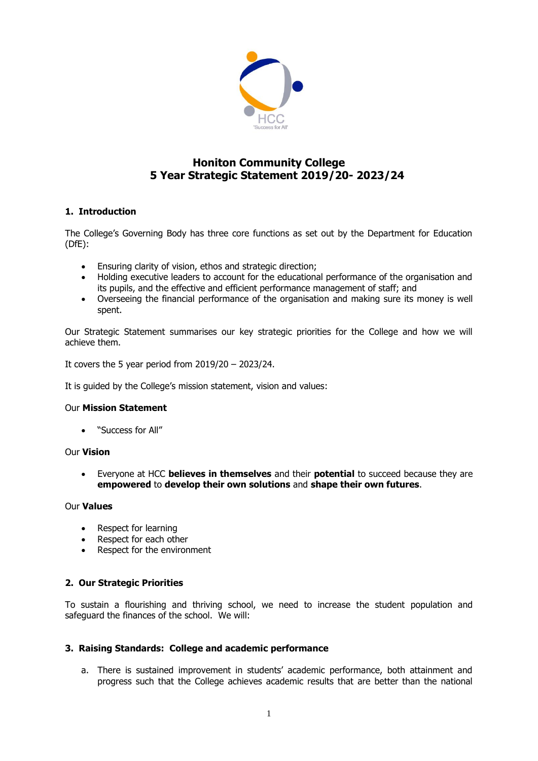# Honiton Community College
# 5 Year Strategic Statement 2019/20- 2023/24

## 1. Introduction

The College's Governing Body has three core functions as set out by the Department for Education (DfE):

- Ensuring clarity of vision, ethos and strategic direction;
- Holding executive leaders to account for the educational performance of the organisation and its pupils, and the effective and efficient performance management of staff; and
- Overseeing the financial performance of the organisation and making sure its money is well spent.

Our Strategic Statement summarises our key strategic priorities for the College and how we will achieve them.

It covers the 5 year period from 2019/20 – 2023/24.

It is guided by the College's mission statement, vision and values:

Our **Mission Statement**

- "Success for All"

Our **Vision**

- Everyone at HCC **believes in themselves** and their **potential** to succeed because they are **empowered** to **develop their own solutions** and **shape their own futures**.

Our **Values**

- Respect for learning
- Respect for each other
- Respect for the environment

## 2. Our Strategic Priorities

To sustain a flourishing and thriving school, we need to increase the student population and safeguard the finances of the school. We will:

## 3. Raising Standards: College and academic performance

a. There is sustained improvement in students' academic performance, both attainment and progress such that the College achieves academic results that are better than the national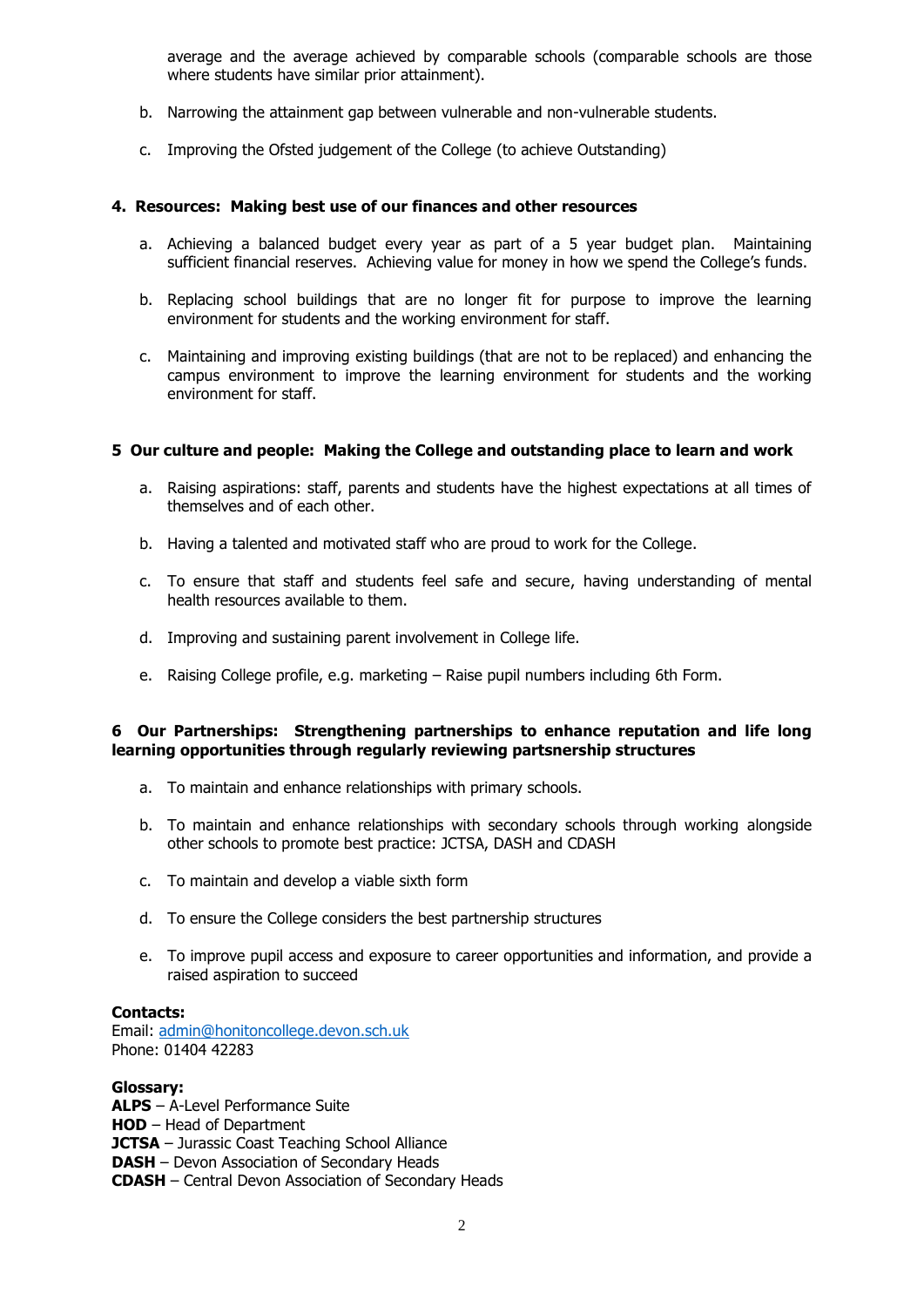average and the average achieved by comparable schools (comparable schools are those where students have similar prior attainment).

b. Narrowing the attainment gap between vulnerable and non-vulnerable students.

c. Improving the Ofsted judgement of the College (to achieve Outstanding)

**4. Resources: Making best use of our finances and other resources**

a. Achieving a balanced budget every year as part of a 5 year budget plan. Maintaining sufficient financial reserves. Achieving value for money in how we spend the College's funds.

b. Replacing school buildings that are no longer fit for purpose to improve the learning environment for students and the working environment for staff.

c. Maintaining and improving existing buildings (that are not to be replaced) and enhancing the campus environment to improve the learning environment for students and the working environment for staff.

**5 Our culture and people: Making the College and outstanding place to learn and work**

a. Raising aspirations: staff, parents and students have the highest expectations at all times of themselves and of each other.

b. Having a talented and motivated staff who are proud to work for the College.

c. To ensure that staff and students feel safe and secure, having understanding of mental health resources available to them.

d. Improving and sustaining parent involvement in College life.

e. Raising College profile, e.g. marketing – Raise pupil numbers including 6th Form.

**6 Our Partnerships: Strengthening partnerships to enhance reputation and life long learning opportunities through regularly reviewing partsnership structures**

a. To maintain and enhance relationships with primary schools.

b. To maintain and enhance relationships with secondary schools through working alongside other schools to promote best practice: JCTSA, DASH and CDASH

c. To maintain and develop a viable sixth form

d. To ensure the College considers the best partnership structures

e. To improve pupil access and exposure to career opportunities and information, and provide a raised aspiration to succeed

**Contacts:**
Email: admin@honitoncollege.devon.sch.uk
Phone: 01404 42283

**Glossary:**
**ALPS** – A-Level Performance Suite
**HOD** – Head of Department
**JCTSA** – Jurassic Coast Teaching School Alliance
**DASH** – Devon Association of Secondary Heads
**CDASH** – Central Devon Association of Secondary Heads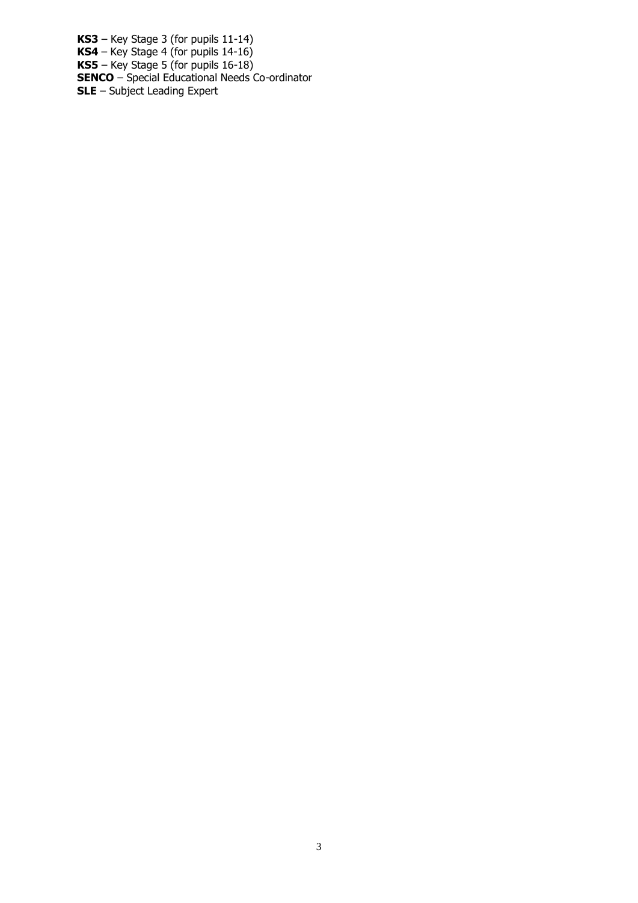**KS3** – Key Stage 3 (for pupils 11-14)
**KS4** – Key Stage 4 (for pupils 14-16)
**KS5** – Key Stage 5 (for pupils 16-18)
**SENCO** – Special Educational Needs Co-ordinator
**SLE** – Subject Leading Expert